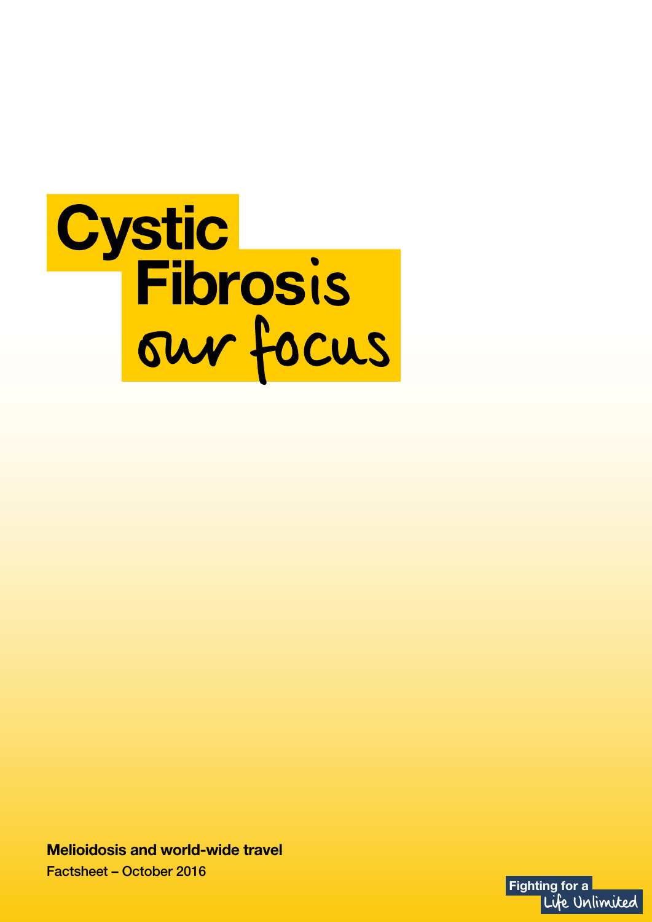# Cystic Fibrosis our focus

**Melioidosis and world-wide travel**

Factsheet – October 2016

Fighting for a Life Unlimited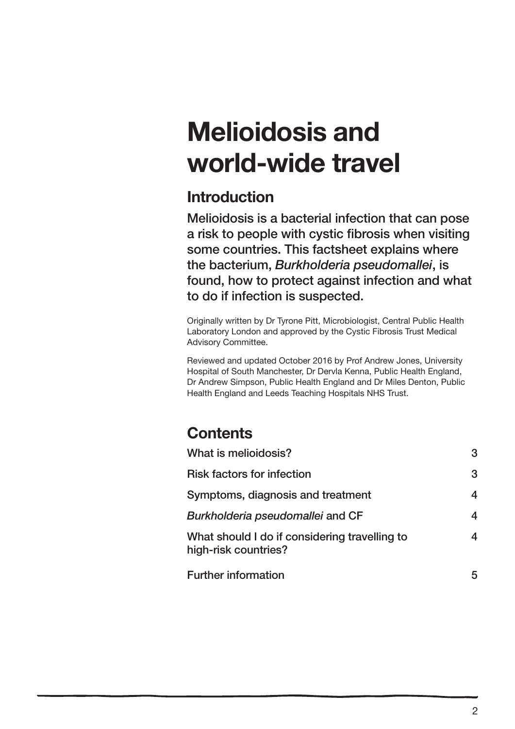# Melioidosis and world-wide travel

## Introduction

Melioidosis is a bacterial infection that can pose a risk to people with cystic fibrosis when visiting some countries. This factsheet explains where the bacterium, *Burkholderia pseudomallei*, is found, how to protect against infection and what to do if infection is suspected.

Originally written by Dr Tyrone Pitt, Microbiologist, Central Public Health Laboratory London and approved by the Cystic Fibrosis Trust Medical Advisory Committee.

Reviewed and updated October 2016 by Prof Andrew Jones, University Hospital of South Manchester, Dr Dervla Kenna, Public Health England, Dr Andrew Simpson, Public Health England and Dr Miles Denton, Public Health England and Leeds Teaching Hospitals NHS Trust.

## Contents

| | |
|---|---|
| What is melioidosis? | 3 |
| Risk factors for infection | 3 |
| Symptoms, diagnosis and treatment | 4 |
| *Burkholderia pseudomallei* and CF | 4 |
| What should I do if considering travelling to high-risk countries? | 4 |
| Further information | 5 |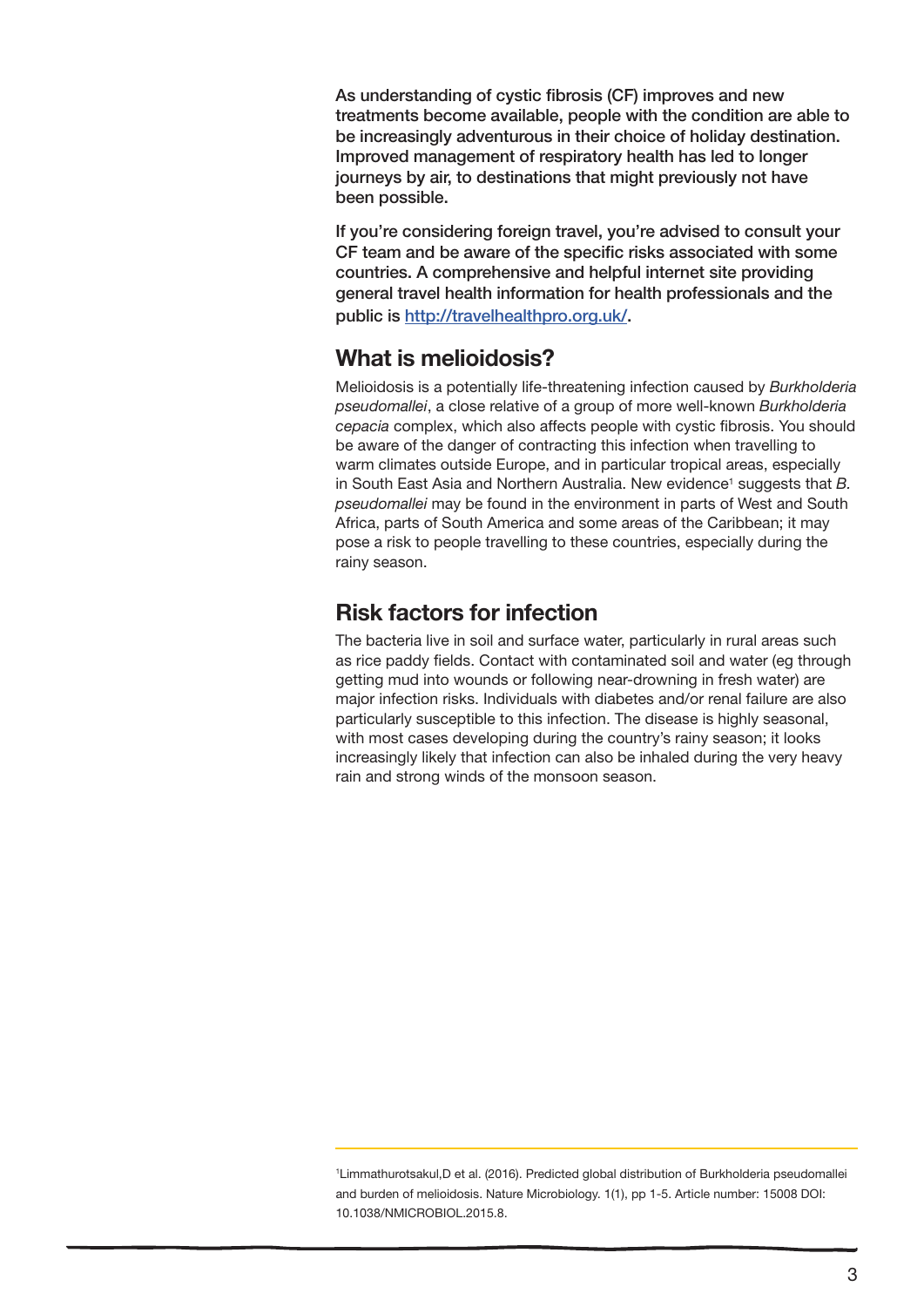As understanding of cystic fibrosis (CF) improves and new treatments become available, people with the condition are able to be increasingly adventurous in their choice of holiday destination. Improved management of respiratory health has led to longer journeys by air, to destinations that might previously not have been possible.

If you're considering foreign travel, you're advised to consult your CF team and be aware of the specific risks associated with some countries. A comprehensive and helpful internet site providing general travel health information for health professionals and the public is [http://travelhealthpro.org.uk/](http://travelhealthpro.org.uk/).

## What is melioidosis?

Melioidosis is a potentially life-threatening infection caused by *Burkholderia pseudomallei*, a close relative of a group of more well-known *Burkholderia cepacia* complex, which also affects people with cystic fibrosis. You should be aware of the danger of contracting this infection when travelling to warm climates outside Europe, and in particular tropical areas, especially in South East Asia and Northern Australia. New evidence[1] suggests that *B. pseudomallei* may be found in the environment in parts of West and South Africa, parts of South America and some areas of the Caribbean; it may pose a risk to people travelling to these countries, especially during the rainy season.

## Risk factors for infection

The bacteria live in soil and surface water, particularly in rural areas such as rice paddy fields. Contact with contaminated soil and water (eg through getting mud into wounds or following near-drowning in fresh water) are major infection risks. Individuals with diabetes and/or renal failure are also particularly susceptible to this infection. The disease is highly seasonal, with most cases developing during the country's rainy season; it looks increasingly likely that infection can also be inhaled during the very heavy rain and strong winds of the monsoon season.

---

[1]Limmathurotsakul,D et al. (2016). Predicted global distribution of Burkholderia pseudomallei and burden of melioidosis. Nature Microbiology. 1(1), pp 1-5. Article number: 15008 DOI: 10.1038/NMICROBIOL.2015.8.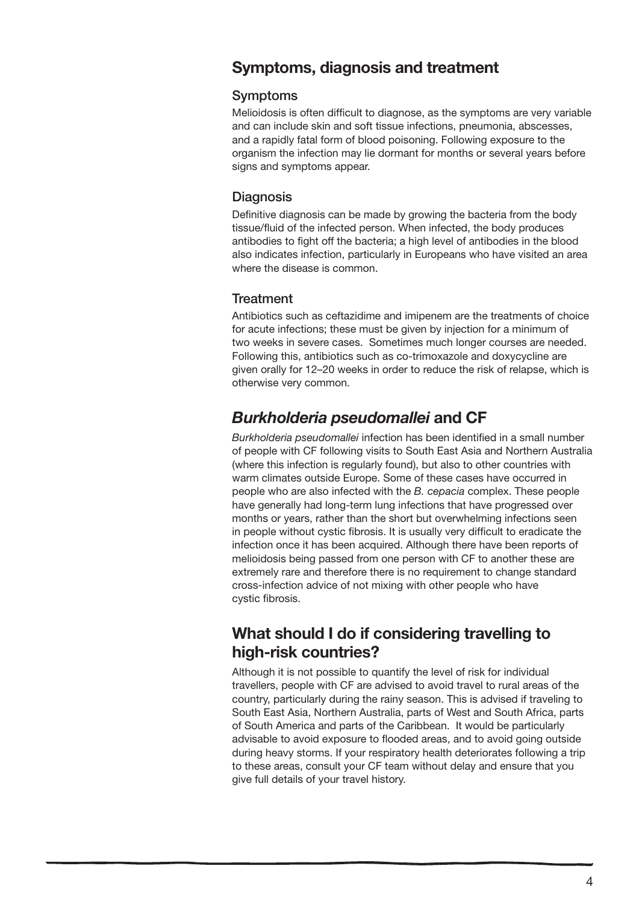## Symptoms, diagnosis and treatment

### Symptoms

Melioidosis is often difficult to diagnose, as the symptoms are very variable and can include skin and soft tissue infections, pneumonia, abscesses, and a rapidly fatal form of blood poisoning. Following exposure to the organism the infection may lie dormant for months or several years before signs and symptoms appear.

### Diagnosis

Definitive diagnosis can be made by growing the bacteria from the body tissue/fluid of the infected person. When infected, the body produces antibodies to fight off the bacteria; a high level of antibodies in the blood also indicates infection, particularly in Europeans who have visited an area where the disease is common.

### Treatment

Antibiotics such as ceftazidime and imipenem are the treatments of choice for acute infections; these must be given by injection for a minimum of two weeks in severe cases. Sometimes much longer courses are needed. Following this, antibiotics such as co-trimoxazole and doxycycline are given orally for 12–20 weeks in order to reduce the risk of relapse, which is otherwise very common.

## *Burkholderia pseudomallei* and CF

*Burkholderia pseudomallei* infection has been identified in a small number of people with CF following visits to South East Asia and Northern Australia (where this infection is regularly found), but also to other countries with warm climates outside Europe. Some of these cases have occurred in people who are also infected with the *B. cepacia* complex. These people have generally had long-term lung infections that have progressed over months or years, rather than the short but overwhelming infections seen in people without cystic fibrosis. It is usually very difficult to eradicate the infection once it has been acquired. Although there have been reports of melioidosis being passed from one person with CF to another these are extremely rare and therefore there is no requirement to change standard cross-infection advice of not mixing with other people who have cystic fibrosis.

## What should I do if considering travelling to high-risk countries?

Although it is not possible to quantify the level of risk for individual travellers, people with CF are advised to avoid travel to rural areas of the country, particularly during the rainy season. This is advised if traveling to South East Asia, Northern Australia, parts of West and South Africa, parts of South America and parts of the Caribbean. It would be particularly advisable to avoid exposure to flooded areas, and to avoid going outside during heavy storms. If your respiratory health deteriorates following a trip to these areas, consult your CF team without delay and ensure that you give full details of your travel history.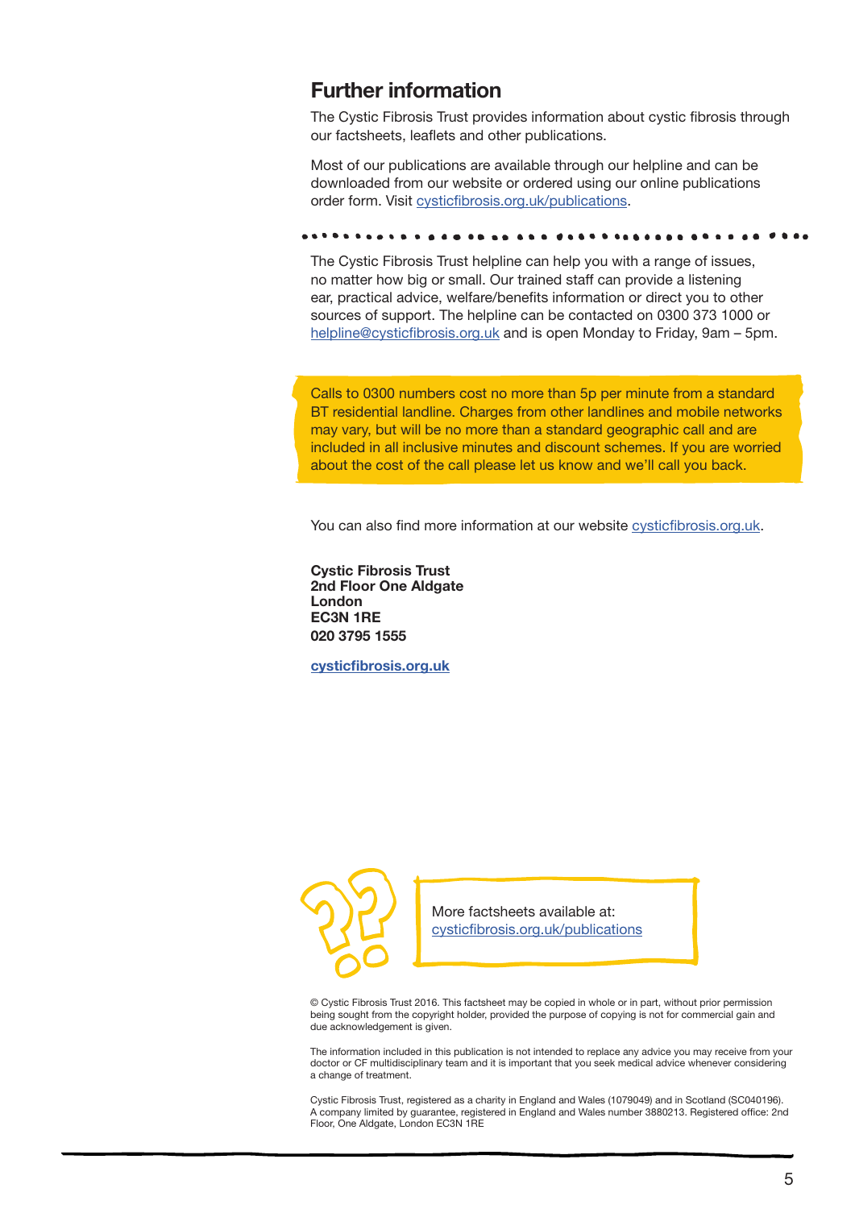## Further information

The Cystic Fibrosis Trust provides information about cystic fibrosis through our factsheets, leaflets and other publications.

Most of our publications are available through our helpline and can be downloaded from our website or ordered using our online publications order form. Visit cysticfibrosis.org.uk/publications.

The Cystic Fibrosis Trust helpline can help you with a range of issues, no matter how big or small. Our trained staff can provide a listening ear, practical advice, welfare/benefits information or direct you to other sources of support. The helpline can be contacted on 0300 373 1000 or helpline@cysticfibrosis.org.uk and is open Monday to Friday, 9am – 5pm.

Calls to 0300 numbers cost no more than 5p per minute from a standard BT residential landline. Charges from other landlines and mobile networks may vary, but will be no more than a standard geographic call and are included in all inclusive minutes and discount schemes. If you are worried about the cost of the call please let us know and we'll call you back.

You can also find more information at our website cysticfibrosis.org.uk.

**Cystic Fibrosis Trust**
**2nd Floor One Aldgate**
**London**
**EC3N 1RE**
**020 3795 1555**

**cysticfibrosis.org.uk**

More factsheets available at:
cysticfibrosis.org.uk/publications

© Cystic Fibrosis Trust 2016. This factsheet may be copied in whole or in part, without prior permission being sought from the copyright holder, provided the purpose of copying is not for commercial gain and due acknowledgement is given.

The information included in this publication is not intended to replace any advice you may receive from your doctor or CF multidisciplinary team and it is important that you seek medical advice whenever considering a change of treatment.

Cystic Fibrosis Trust, registered as a charity in England and Wales (1079049) and in Scotland (SC040196). A company limited by guarantee, registered in England and Wales number 3880213. Registered office: 2nd Floor, One Aldgate, London EC3N 1RE